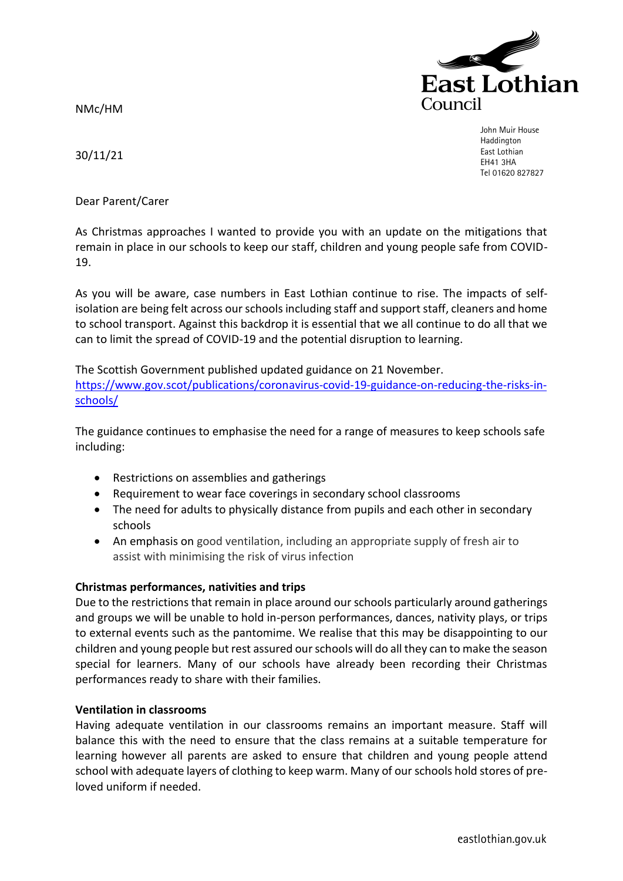East Lothian Council

NMc/HM

John Muir House
Haddington
East Lothian
EH41 3HA
Tel 01620 827827

30/11/21

Dear Parent/Carer

As Christmas approaches I wanted to provide you with an update on the mitigations that remain in place in our schools to keep our staff, children and young people safe from COVID-19.

As you will be aware, case numbers in East Lothian continue to rise. The impacts of self-isolation are being felt across our schools including staff and support staff, cleaners and home to school transport. Against this backdrop it is essential that we all continue to do all that we can to limit the spread of COVID-19 and the potential disruption to learning.

The Scottish Government published updated guidance on 21 November.
[https://www.gov.scot/publications/coronavirus-covid-19-guidance-on-reducing-the-risks-in-schools/](https://www.gov.scot/publications/coronavirus-covid-19-guidance-on-reducing-the-risks-in-schools/)

The guidance continues to emphasise the need for a range of measures to keep schools safe including:

- Restrictions on assemblies and gatherings
- Requirement to wear face coverings in secondary school classrooms
- The need for adults to physically distance from pupils and each other in secondary schools
- An emphasis on good ventilation, including an appropriate supply of fresh air to assist with minimising the risk of virus infection

**Christmas performances, nativities and trips**
Due to the restrictions that remain in place around our schools particularly around gatherings and groups we will be unable to hold in-person performances, dances, nativity plays, or trips to external events such as the pantomime. We realise that this may be disappointing to our children and young people but rest assured our schools will do all they can to make the season special for learners. Many of our schools have already been recording their Christmas performances ready to share with their families.

**Ventilation in classrooms**
Having adequate ventilation in our classrooms remains an important measure. Staff will balance this with the need to ensure that the class remains at a suitable temperature for learning however all parents are asked to ensure that children and young people attend school with adequate layers of clothing to keep warm. Many of our schools hold stores of pre-loved uniform if needed.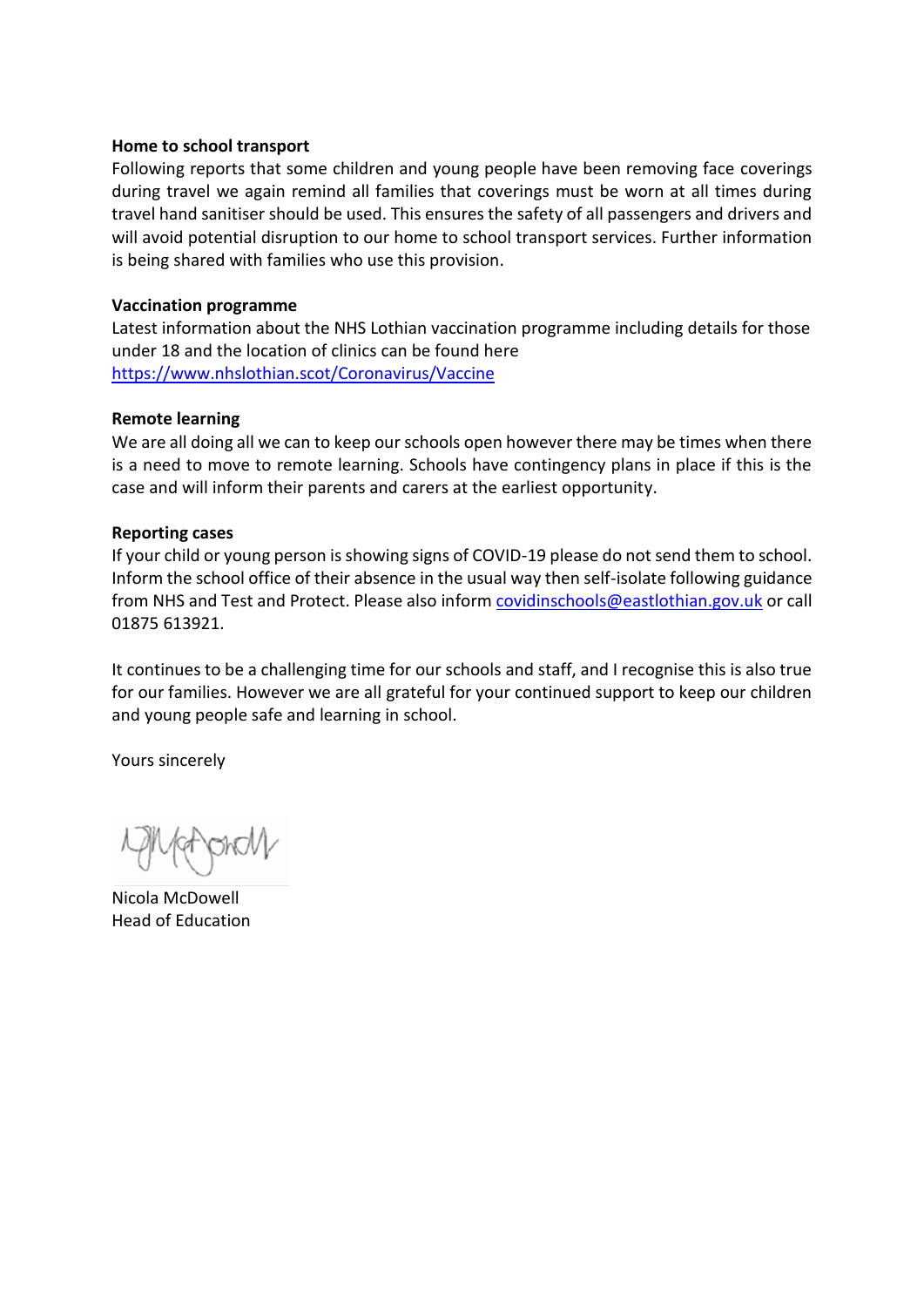**Home to school transport**

Following reports that some children and young people have been removing face coverings during travel we again remind all families that coverings must be worn at all times during travel hand sanitiser should be used. This ensures the safety of all passengers and drivers and will avoid potential disruption to our home to school transport services. Further information is being shared with families who use this provision.

**Vaccination programme**

Latest information about the NHS Lothian vaccination programme including details for those under 18 and the location of clinics can be found here https://www.nhslothian.scot/Coronavirus/Vaccine

**Remote learning**

We are all doing all we can to keep our schools open however there may be times when there is a need to move to remote learning. Schools have contingency plans in place if this is the case and will inform their parents and carers at the earliest opportunity.

**Reporting cases**

If your child or young person is showing signs of COVID-19 please do not send them to school. Inform the school office of their absence in the usual way then self-isolate following guidance from NHS and Test and Protect. Please also inform covidinschools@eastlothian.gov.uk or call 01875 613921.

It continues to be a challenging time for our schools and staff, and I recognise this is also true for our families. However we are all grateful for your continued support to keep our children and young people safe and learning in school.

Yours sincerely

Nicola McDowell
Head of Education